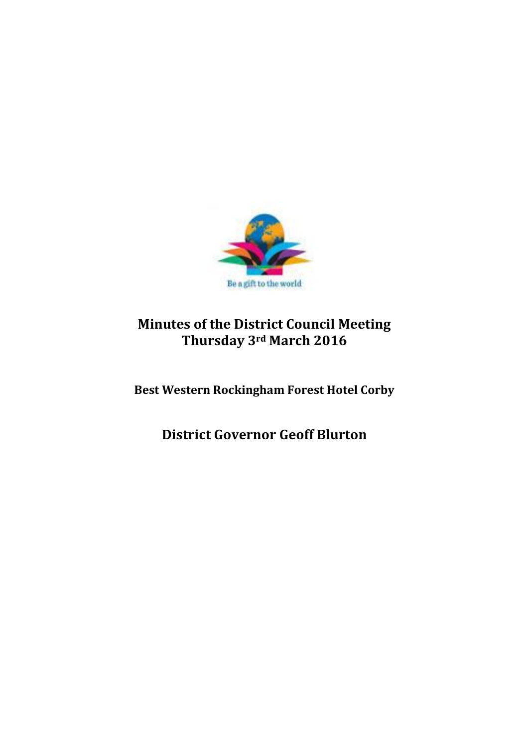Be a gift to the world

# Minutes of the District Council Meeting
# Thursday 3rd March 2016

**Best Western Rockingham Forest Hotel Corby**

## District Governor Geoff Blurton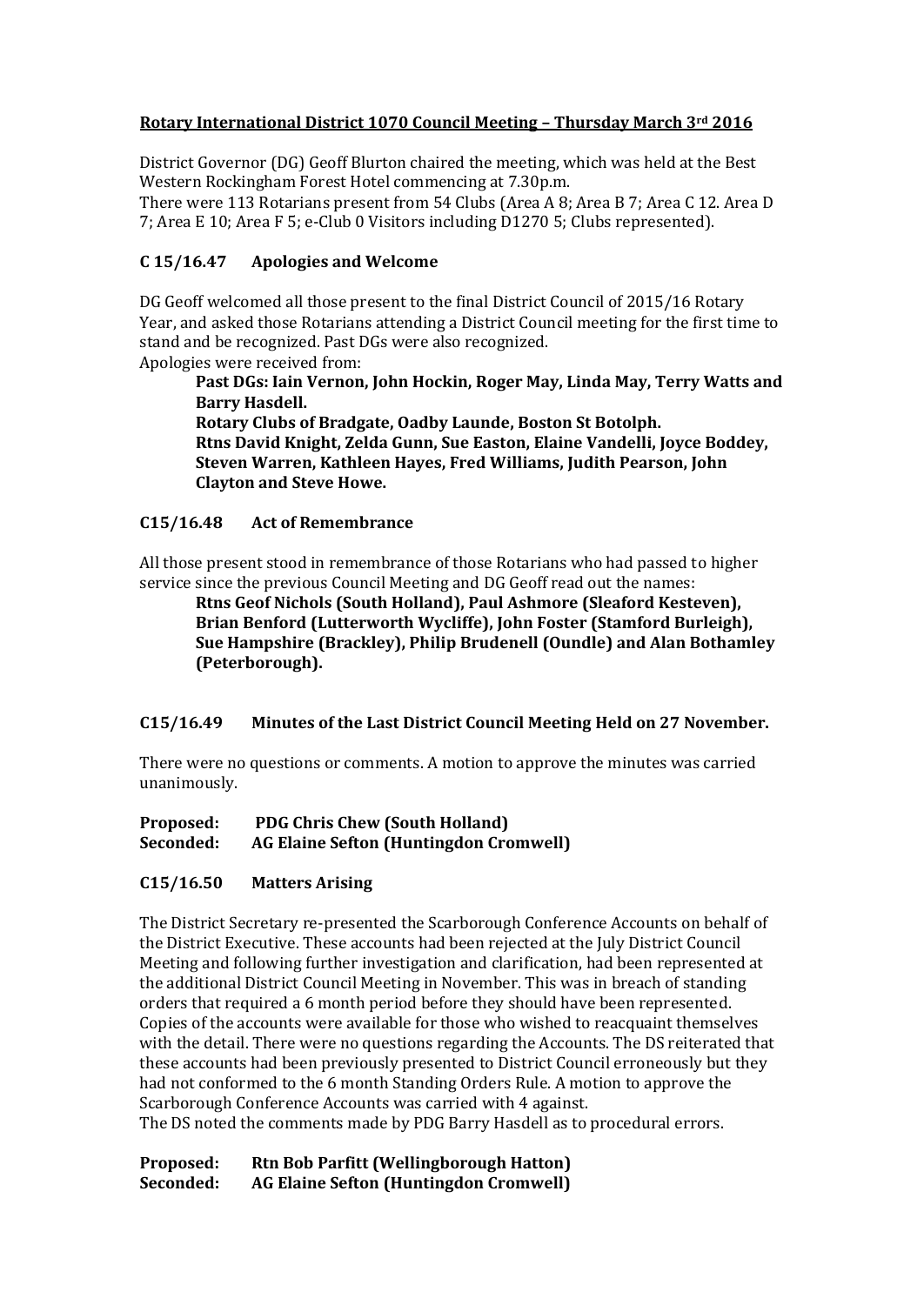**Rotary International District 1070 Council Meeting – Thursday March 3rd 2016**

District Governor (DG) Geoff Blurton chaired the meeting, which was held at the Best Western Rockingham Forest Hotel commencing at 7.30p.m.
There were 113 Rotarians present from 54 Clubs (Area A 8; Area B 7; Area C 12. Area D 7; Area E 10; Area F 5; e-Club 0 Visitors including D1270 5; Clubs represented).

## C 15/16.47 Apologies and Welcome

DG Geoff welcomed all those present to the final District Council of 2015/16 Rotary Year, and asked those Rotarians attending a District Council meeting for the first time to stand and be recognized. Past DGs were also recognized.
Apologies were received from:

> **Past DGs: Iain Vernon, John Hockin, Roger May, Linda May, Terry Watts and Barry Hasdell.**
> **Rotary Clubs of Bradgate, Oadby Launde, Boston St Botolph.**
> **Rtns David Knight, Zelda Gunn, Sue Easton, Elaine Vandelli, Joyce Boddey, Steven Warren, Kathleen Hayes, Fred Williams, Judith Pearson, John Clayton and Steve Howe.**

## C15/16.48 Act of Remembrance

All those present stood in remembrance of those Rotarians who had passed to higher service since the previous Council Meeting and DG Geoff read out the names:

> **Rtns Geof Nichols (South Holland), Paul Ashmore (Sleaford Kesteven), Brian Benford (Lutterworth Wycliffe), John Foster (Stamford Burleigh), Sue Hampshire (Brackley), Philip Brudenell (Oundle) and Alan Bothamley (Peterborough).**

## C15/16.49 Minutes of the Last District Council Meeting Held on 27 November.

There were no questions or comments. A motion to approve the minutes was carried unanimously.

**Proposed: PDG Chris Chew (South Holland)**
**Seconded: AG Elaine Sefton (Huntingdon Cromwell)**

## C15/16.50 Matters Arising

The District Secretary re-presented the Scarborough Conference Accounts on behalf of the District Executive. These accounts had been rejected at the July District Council Meeting and following further investigation and clarification, had been represented at the additional District Council Meeting in November. This was in breach of standing orders that required a 6 month period before they should have been represented. Copies of the accounts were available for those who wished to reacquaint themselves with the detail. There were no questions regarding the Accounts. The DS reiterated that these accounts had been previously presented to District Council erroneously but they had not conformed to the 6 month Standing Orders Rule. A motion to approve the Scarborough Conference Accounts was carried with 4 against.
The DS noted the comments made by PDG Barry Hasdell as to procedural errors.

**Proposed: Rtn Bob Parfitt (Wellingborough Hatton)**
**Seconded: AG Elaine Sefton (Huntingdon Cromwell)**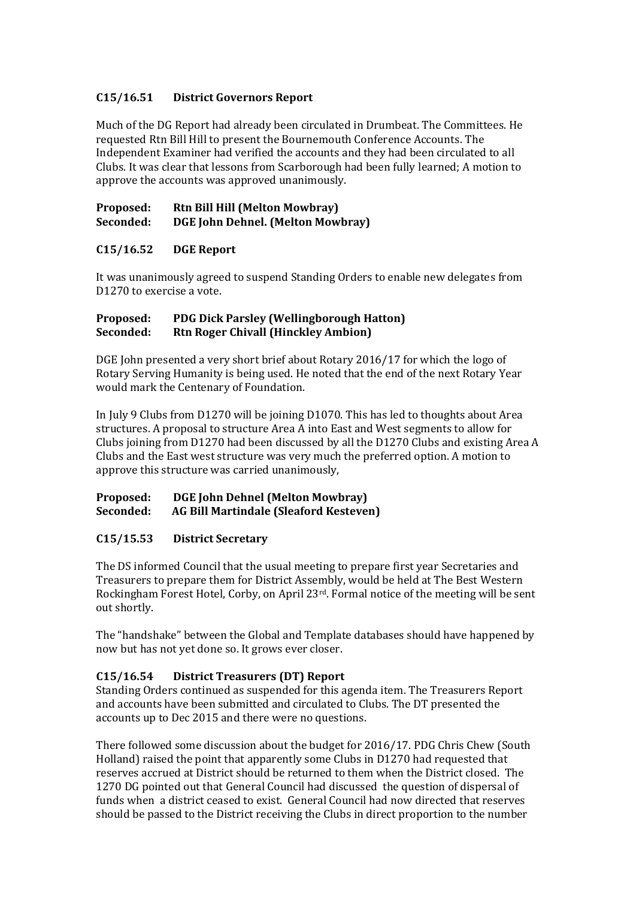### C15/16.51 District Governors Report

Much of the DG Report had already been circulated in Drumbeat. The Committees. He requested Rtn Bill Hill to present the Bournemouth Conference Accounts. The Independent Examiner had verified the accounts and they had been circulated to all Clubs. It was clear that lessons from Scarborough had been fully learned; A motion to approve the accounts was approved unanimously.

**Proposed: Rtn Bill Hill (Melton Mowbray)**
**Seconded: DGE John Dehnel. (Melton Mowbray)**

### C15/16.52 DGE Report

It was unanimously agreed to suspend Standing Orders to enable new delegates from D1270 to exercise a vote.

**Proposed: PDG Dick Parsley (Wellingborough Hatton)**
**Seconded: Rtn Roger Chivall (Hinckley Ambion)**

DGE John presented a very short brief about Rotary 2016/17 for which the logo of Rotary Serving Humanity is being used. He noted that the end of the next Rotary Year would mark the Centenary of Foundation.

In July 9 Clubs from D1270 will be joining D1070. This has led to thoughts about Area structures. A proposal to structure Area A into East and West segments to allow for Clubs joining from D1270 had been discussed by all the D1270 Clubs and existing Area A Clubs and the East west structure was very much the preferred option. A motion to approve this structure was carried unanimously,

**Proposed: DGE John Dehnel (Melton Mowbray)**
**Seconded: AG Bill Martindale (Sleaford Kesteven)**

### C15/15.53 District Secretary

The DS informed Council that the usual meeting to prepare first year Secretaries and Treasurers to prepare them for District Assembly, would be held at The Best Western Rockingham Forest Hotel, Corby, on April 23rd. Formal notice of the meeting will be sent out shortly.

The "handshake" between the Global and Template databases should have happened by now but has not yet done so. It grows ever closer.

### C15/16.54 District Treasurers (DT) Report

Standing Orders continued as suspended for this agenda item. The Treasurers Report and accounts have been submitted and circulated to Clubs. The DT presented the accounts up to Dec 2015 and there were no questions.

There followed some discussion about the budget for 2016/17. PDG Chris Chew (South Holland) raised the point that apparently some Clubs in D1270 had requested that reserves accrued at District should be returned to them when the District closed. The 1270 DG pointed out that General Council had discussed the question of dispersal of funds when a district ceased to exist. General Council had now directed that reserves should be passed to the District receiving the Clubs in direct proportion to the number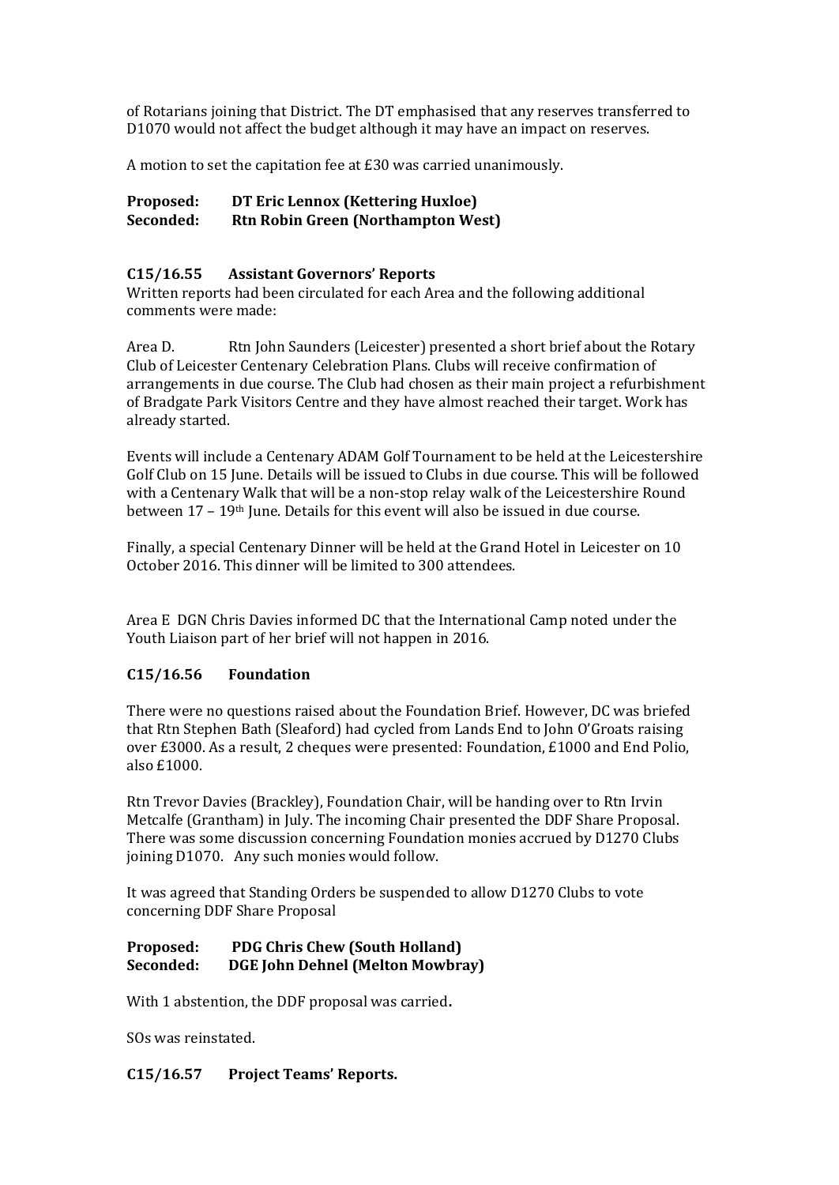of Rotarians joining that District. The DT emphasised that any reserves transferred to D1070 would not affect the budget although it may have an impact on reserves.

A motion to set the capitation fee at £30 was carried unanimously.

**Proposed: DT Eric Lennox (Kettering Huxloe)**
**Seconded: Rtn Robin Green (Northampton West)**

### C15/16.55 Assistant Governors' Reports

Written reports had been circulated for each Area and the following additional comments were made:

Area D. Rtn John Saunders (Leicester) presented a short brief about the Rotary Club of Leicester Centenary Celebration Plans. Clubs will receive confirmation of arrangements in due course. The Club had chosen as their main project a refurbishment of Bradgate Park Visitors Centre and they have almost reached their target. Work has already started.

Events will include a Centenary ADAM Golf Tournament to be held at the Leicestershire Golf Club on 15 June. Details will be issued to Clubs in due course. This will be followed with a Centenary Walk that will be a non-stop relay walk of the Leicestershire Round between 17 – 19th June. Details for this event will also be issued in due course.

Finally, a special Centenary Dinner will be held at the Grand Hotel in Leicester on 10 October 2016. This dinner will be limited to 300 attendees.

Area E DGN Chris Davies informed DC that the International Camp noted under the Youth Liaison part of her brief will not happen in 2016.

### C15/16.56 Foundation

There were no questions raised about the Foundation Brief. However, DC was briefed that Rtn Stephen Bath (Sleaford) had cycled from Lands End to John O'Groats raising over £3000. As a result, 2 cheques were presented: Foundation, £1000 and End Polio, also £1000.

Rtn Trevor Davies (Brackley), Foundation Chair, will be handing over to Rtn Irvin Metcalfe (Grantham) in July. The incoming Chair presented the DDF Share Proposal. There was some discussion concerning Foundation monies accrued by D1270 Clubs joining D1070. Any such monies would follow.

It was agreed that Standing Orders be suspended to allow D1270 Clubs to vote concerning DDF Share Proposal

**Proposed: PDG Chris Chew (South Holland)**
**Seconded: DGE John Dehnel (Melton Mowbray)**

With 1 abstention, the DDF proposal was carried**.**

SOs was reinstated.

### C15/16.57 Project Teams' Reports.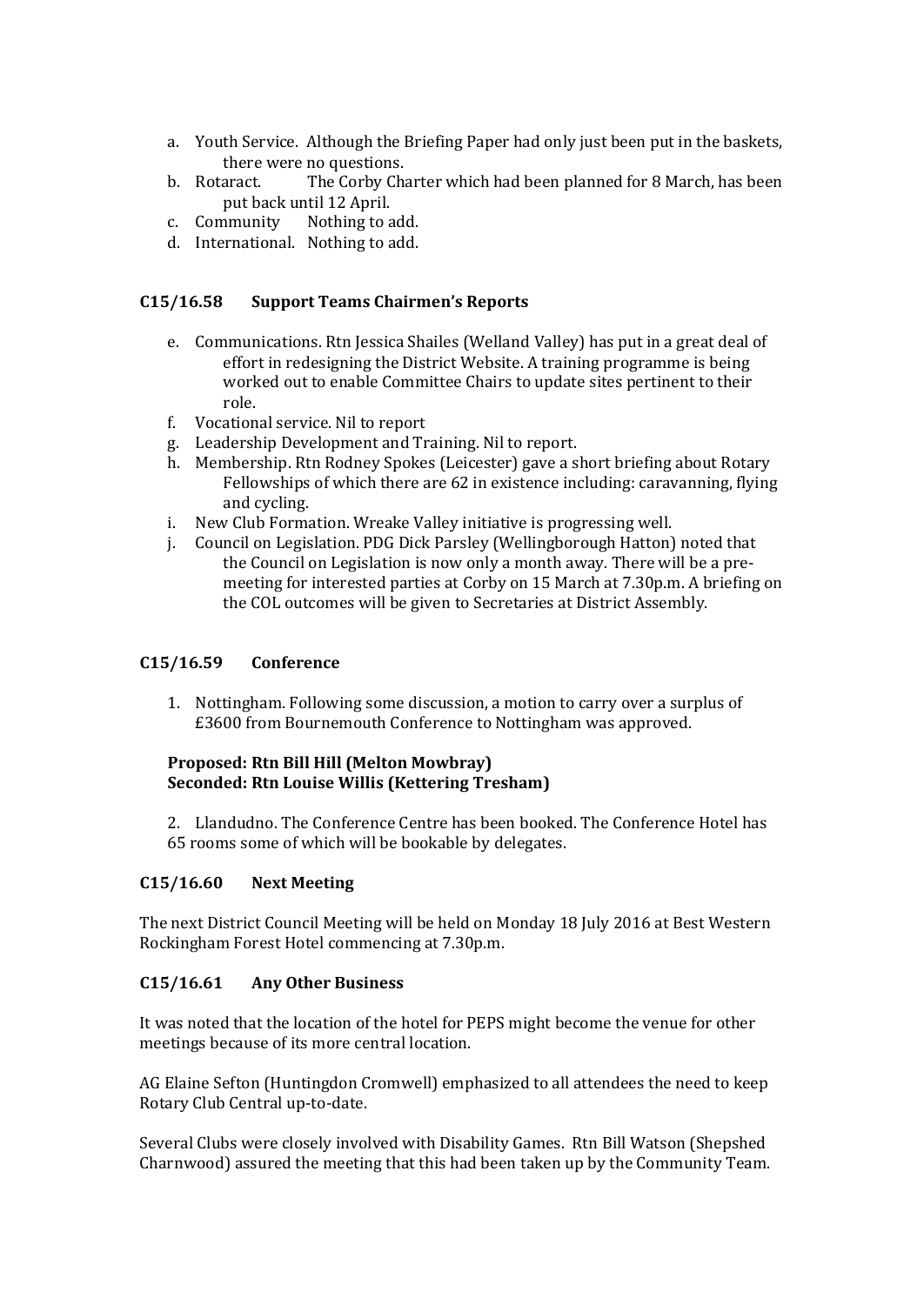a. Youth Service. Although the Briefing Paper had only just been put in the baskets, there were no questions.
b. Rotaract. The Corby Charter which had been planned for 8 March, has been put back until 12 April.
c. Community Nothing to add.
d. International. Nothing to add.

### C15/16.58 Support Teams Chairmen's Reports

e. Communications. Rtn Jessica Shailes (Welland Valley) has put in a great deal of effort in redesigning the District Website. A training programme is being worked out to enable Committee Chairs to update sites pertinent to their role.
f. Vocational service. Nil to report
g. Leadership Development and Training. Nil to report.
h. Membership. Rtn Rodney Spokes (Leicester) gave a short briefing about Rotary Fellowships of which there are 62 in existence including: caravanning, flying and cycling.
i. New Club Formation. Wreake Valley initiative is progressing well.
j. Council on Legislation. PDG Dick Parsley (Wellingborough Hatton) noted that the Council on Legislation is now only a month away. There will be a pre-meeting for interested parties at Corby on 15 March at 7.30p.m. A briefing on the COL outcomes will be given to Secretaries at District Assembly.

### C15/16.59 Conference

1. Nottingham. Following some discussion, a motion to carry over a surplus of £3600 from Bournemouth Conference to Nottingham was approved.

**Proposed: Rtn Bill Hill (Melton Mowbray)**
**Seconded: Rtn Louise Willis (Kettering Tresham)**

2. Llandudno. The Conference Centre has been booked. The Conference Hotel has 65 rooms some of which will be bookable by delegates.

### C15/16.60 Next Meeting

The next District Council Meeting will be held on Monday 18 July 2016 at Best Western Rockingham Forest Hotel commencing at 7.30p.m.

### C15/16.61 Any Other Business

It was noted that the location of the hotel for PEPS might become the venue for other meetings because of its more central location.

AG Elaine Sefton (Huntingdon Cromwell) emphasized to all attendees the need to keep Rotary Club Central up-to-date.

Several Clubs were closely involved with Disability Games. Rtn Bill Watson (Shepshed Charnwood) assured the meeting that this had been taken up by the Community Team.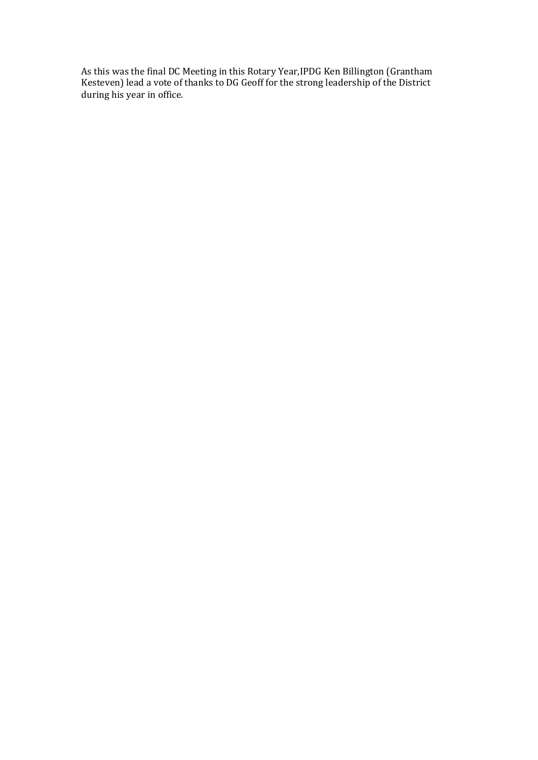As this was the final DC Meeting in this Rotary Year,IPDG Ken Billington (Grantham Kesteven) lead a vote of thanks to DG Geoff for the strong leadership of the District during his year in office.